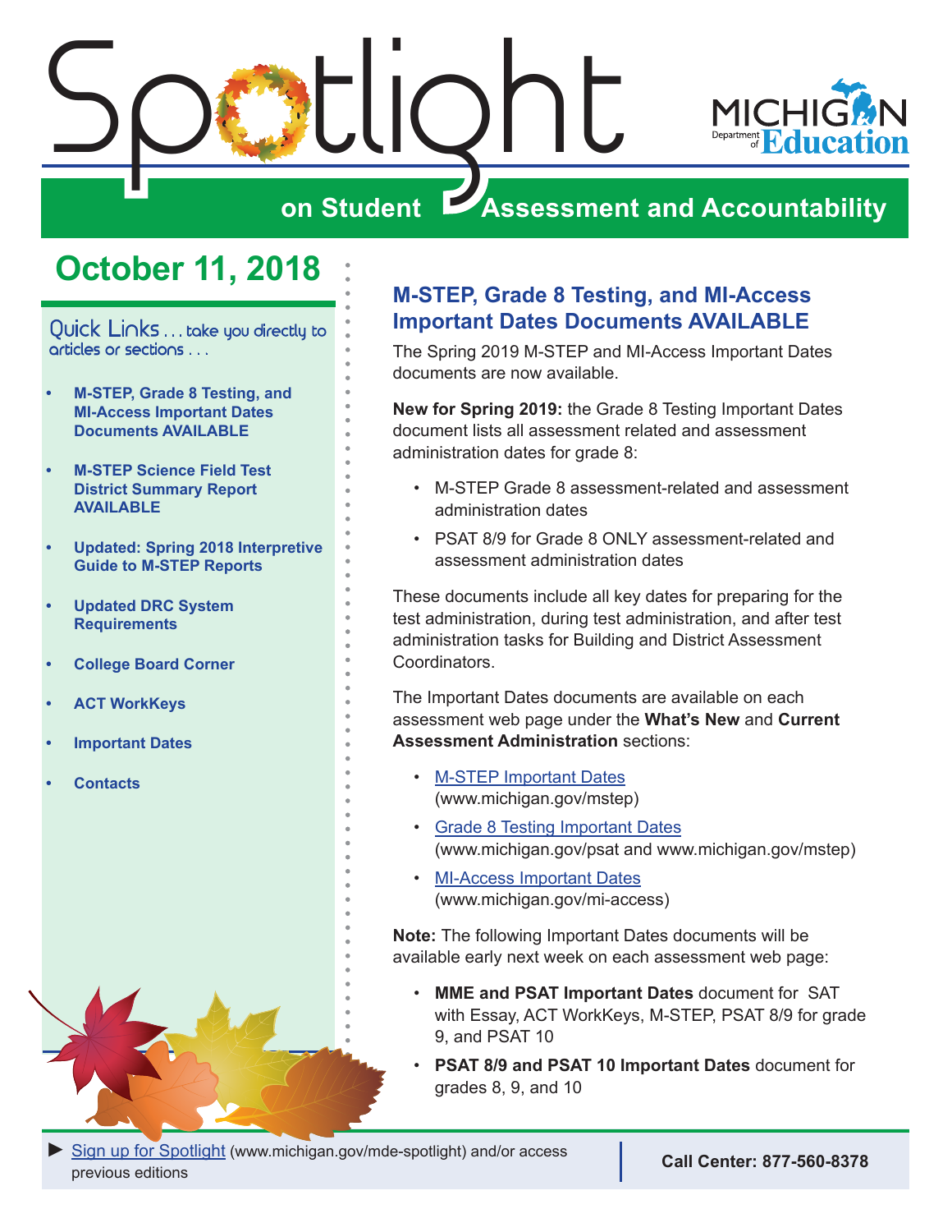# Spotlight on Student Assessment and Accountability

## October 11, 2018

**Quick Links** . . . take you directly to articles or sections . . .

- **M-STEP, Grade 8 Testing, and MI-Access Important Dates Documents AVAILABLE**
- **M-STEP Science Field Test District Summary Report AVAILABLE**
- **Updated: Spring 2018 Interpretive Guide to M-STEP Reports**
- **Updated DRC System Requirements**
- **College Board Corner**
- **ACT WorkKeys**
- **Important Dates**
- **Contacts**

## M-STEP, Grade 8 Testing, and MI-Access Important Dates Documents AVAILABLE

The Spring 2019 M-STEP and MI-Access Important Dates documents are now available.

**New for Spring 2019:** the Grade 8 Testing Important Dates document lists all assessment related and assessment administration dates for grade 8:

- M-STEP Grade 8 assessment-related and assessment administration dates
- PSAT 8/9 for Grade 8 ONLY assessment-related and assessment administration dates

These documents include all key dates for preparing for the test administration, during test administration, and after test administration tasks for Building and District Assessment Coordinators.

The Important Dates documents are available on each assessment web page under the **What's New** and **Current Assessment Administration** sections:

- M-STEP Important Dates (www.michigan.gov/mstep)
- Grade 8 Testing Important Dates (www.michigan.gov/psat and www.michigan.gov/mstep)
- MI-Access Important Dates (www.michigan.gov/mi-access)

**Note:** The following Important Dates documents will be available early next week on each assessment web page:

- **MME and PSAT Important Dates** document for SAT with Essay, ACT WorkKeys, M-STEP, PSAT 8/9 for grade 9, and PSAT 10
- **PSAT 8/9 and PSAT 10 Important Dates** document for grades 8, 9, and 10

► Sign up for Spotlight (www.michigan.gov/mde-spotlight) and/or access previous editions

**Call Center: 877-560-8378**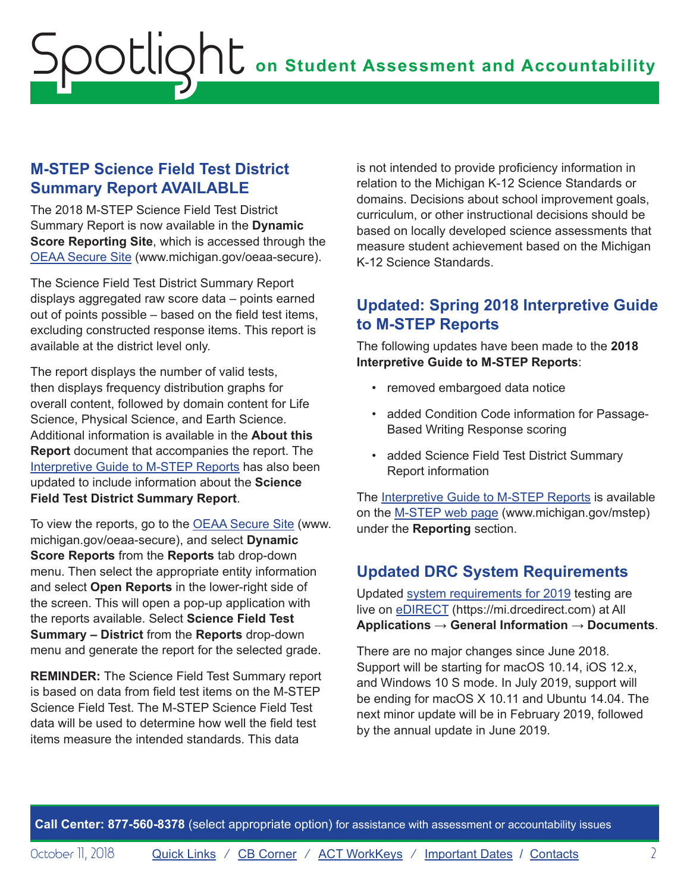## M-STEP Science Field Test District Summary Report AVAILABLE

The 2018 M-STEP Science Field Test District Summary Report is now available in the **Dynamic Score Reporting Site**, which is accessed through the OEAA Secure Site (www.michigan.gov/oeaa-secure).

The Science Field Test District Summary Report displays aggregated raw score data – points earned out of points possible – based on the field test items, excluding constructed response items. This report is available at the district level only.

The report displays the number of valid tests, then displays frequency distribution graphs for overall content, followed by domain content for Life Science, Physical Science, and Earth Science. Additional information is available in the **About this Report** document that accompanies the report. The Interpretive Guide to M-STEP Reports has also been updated to include information about the **Science Field Test District Summary Report**.

To view the reports, go to the OEAA Secure Site (www.michigan.gov/oeaa-secure), and select **Dynamic Score Reports** from the **Reports** tab drop-down menu. Then select the appropriate entity information and select **Open Reports** in the lower-right side of the screen. This will open a pop-up application with the reports available. Select **Science Field Test Summary – District** from the **Reports** drop-down menu and generate the report for the selected grade.

**REMINDER:** The Science Field Test Summary report is based on data from field test items on the M-STEP Science Field Test. The M-STEP Science Field Test data will be used to determine how well the field test items measure the intended standards. This data is not intended to provide proficiency information in relation to the Michigan K-12 Science Standards or domains. Decisions about school improvement goals, curriculum, or other instructional decisions should be based on locally developed science assessments that measure student achievement based on the Michigan K-12 Science Standards.

## Updated: Spring 2018 Interpretive Guide to M-STEP Reports

The following updates have been made to the **2018 Interpretive Guide to M-STEP Reports**:

- removed embargoed data notice
- added Condition Code information for Passage-Based Writing Response scoring
- added Science Field Test District Summary Report information

The Interpretive Guide to M-STEP Reports is available on the M-STEP web page (www.michigan.gov/mstep) under the **Reporting** section.

## Updated DRC System Requirements

Updated system requirements for 2019 testing are live on eDIRECT (https://mi.drcedirect.com) at All **Applications → General Information → Documents**.

There are no major changes since June 2018. Support will be starting for macOS 10.14, iOS 12.x, and Windows 10 S mode. In July 2019, support will be ending for macOS X 10.11 and Ubuntu 14.04. The next minor update will be in February 2019, followed by the annual update in June 2019.

**Call Center: 877-560-8378** (select appropriate option) for assistance with assessment or accountability issues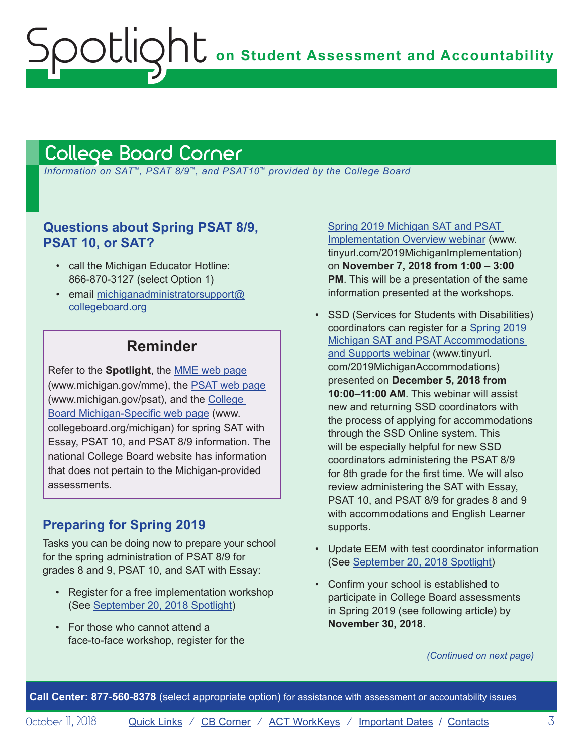## College Board Corner

*Information on SAT™, PSAT 8/9™, and PSAT10™ provided by the College Board*

### Questions about Spring PSAT 8/9, PSAT 10, or SAT?

- call the Michigan Educator Hotline: 866-870-3127 (select Option 1)
- email michiganadministratorsupport@collegeboard.org

> **Reminder**
>
> Refer to the **Spotlight**, the MME web page (www.michigan.gov/mme), the PSAT web page (www.michigan.gov/psat), and the College Board Michigan-Specific web page (www.collegeboard.org/michigan) for spring SAT with Essay, PSAT 10, and PSAT 8/9 information. The national College Board website has information that does not pertain to the Michigan-provided assessments.

### Preparing for Spring 2019

Tasks you can be doing now to prepare your school for the spring administration of PSAT 8/9 for grades 8 and 9, PSAT 10, and SAT with Essay:

- Register for a free implementation workshop (See September 20, 2018 Spotlight)
- For those who cannot attend a face-to-face workshop, register for the Spring 2019 Michigan SAT and PSAT Implementation Overview webinar (www.tinyurl.com/2019MichiganImplementation) on **November 7, 2018 from 1:00 – 3:00 PM**. This will be a presentation of the same information presented at the workshops.
- SSD (Services for Students with Disabilities) coordinators can register for a Spring 2019 Michigan SAT and PSAT Accommodations and Supports webinar (www.tinyurl.com/2019MichiganAccommodations) presented on **December 5, 2018 from 10:00–11:00 AM**. This webinar will assist new and returning SSD coordinators with the process of applying for accommodations through the SSD Online system. This will be especially helpful for new SSD coordinators administering the PSAT 8/9 for 8th grade for the first time. We will also review administering the SAT with Essay, PSAT 10, and PSAT 8/9 for grades 8 and 9 with accommodations and English Learner supports.
- Update EEM with test coordinator information (See September 20, 2018 Spotlight)
- Confirm your school is established to participate in College Board assessments in Spring 2019 (see following article) by **November 30, 2018**.

*(Continued on next page)*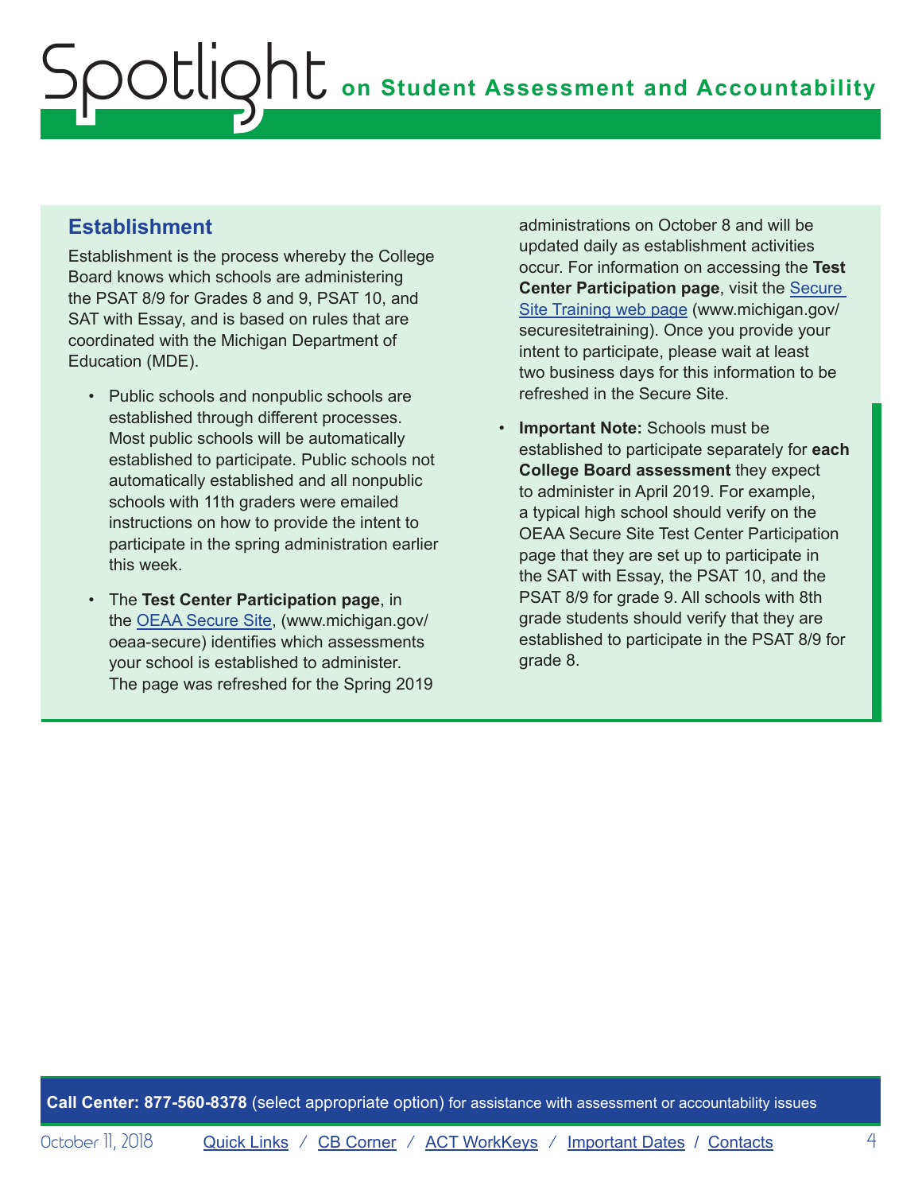## Establishment

Establishment is the process whereby the College Board knows which schools are administering the PSAT 8/9 for Grades 8 and 9, PSAT 10, and SAT with Essay, and is based on rules that are coordinated with the Michigan Department of Education (MDE).

- Public schools and nonpublic schools are established through different processes. Most public schools will be automatically established to participate. Public schools not automatically established and all nonpublic schools with 11th graders were emailed instructions on how to provide the intent to participate in the spring administration earlier this week.
- The **Test Center Participation page**, in the [OEAA Secure Site](www.michigan.gov/oeaa-secure), (www.michigan.gov/oeaa-secure) identifies which assessments your school is established to administer. The page was refreshed for the Spring 2019 administrations on October 8 and will be updated daily as establishment activities occur. For information on accessing the **Test Center Participation page**, visit the [Secure Site Training web page](www.michigan.gov/securesitetraining) (www.michigan.gov/securesitetraining). Once you provide your intent to participate, please wait at least two business days for this information to be refreshed in the Secure Site.
- **Important Note:** Schools must be established to participate separately for **each College Board assessment** they expect to administer in April 2019. For example, a typical high school should verify on the OEAA Secure Site Test Center Participation page that they are set up to participate in the SAT with Essay, the PSAT 10, and the PSAT 8/9 for grade 9. All schools with 8th grade students should verify that they are established to participate in the PSAT 8/9 for grade 8.

**Call Center: 877-560-8378** (select appropriate option) for assistance with assessment or accountability issues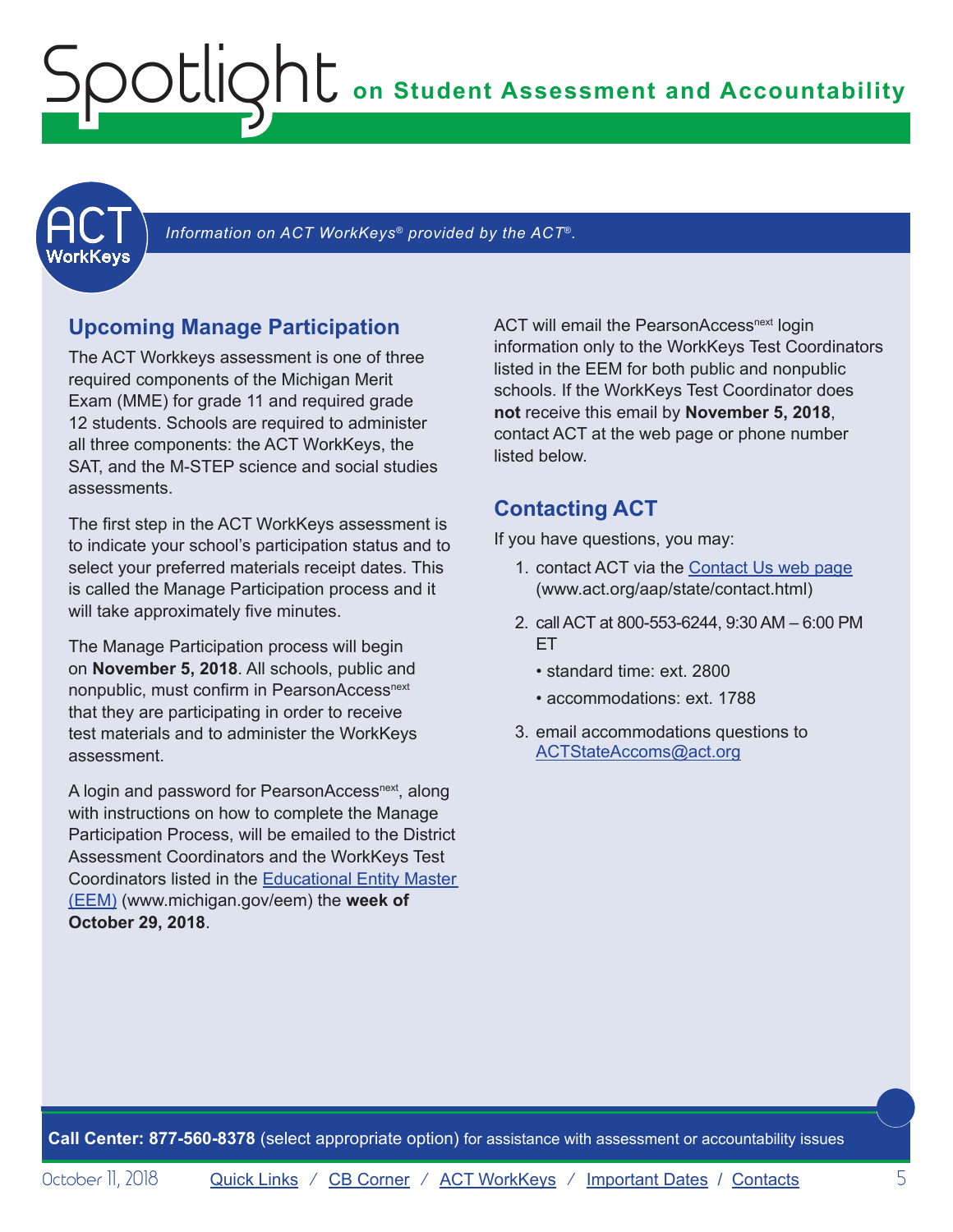*Information on ACT WorkKeys® provided by the ACT®.*

## Upcoming Manage Participation

The ACT Workkeys assessment is one of three required components of the Michigan Merit Exam (MME) for grade 11 and required grade 12 students. Schools are required to administer all three components: the ACT WorkKeys, the SAT, and the M-STEP science and social studies assessments.

The first step in the ACT WorkKeys assessment is to indicate your school's participation status and to select your preferred materials receipt dates. This is called the Manage Participation process and it will take approximately five minutes.

The Manage Participation process will begin on **November 5, 2018**. All schools, public and nonpublic, must confirm in PearsonAccess^next that they are participating in order to receive test materials and to administer the WorkKeys assessment.

A login and password for PearsonAccess^next, along with instructions on how to complete the Manage Participation Process, will be emailed to the District Assessment Coordinators and the WorkKeys Test Coordinators listed in the Educational Entity Master (EEM) (www.michigan.gov/eem) the **week of October 29, 2018**.

ACT will email the PearsonAccess^next login information only to the WorkKeys Test Coordinators listed in the EEM for both public and nonpublic schools. If the WorkKeys Test Coordinator does **not** receive this email by **November 5, 2018**, contact ACT at the web page or phone number listed below.

## Contacting ACT

If you have questions, you may:

1. contact ACT via the Contact Us web page (www.act.org/aap/state/contact.html)
2. call ACT at 800-553-6244, 9:30 AM – 6:00 PM ET
   - standard time: ext. 2800
   - accommodations: ext. 1788
3. email accommodations questions to ACTStateAccoms@act.org

**Call Center: 877-560-8378** (select appropriate option) for assistance with assessment or accountability issues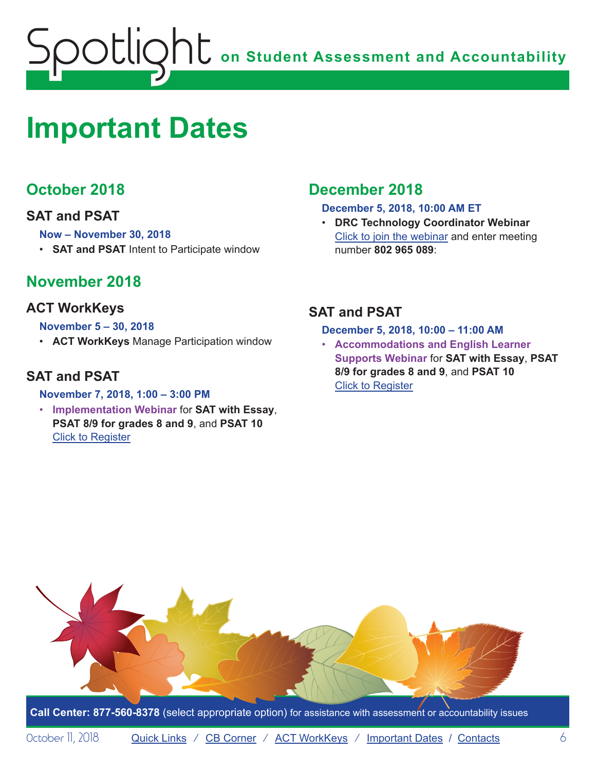# Important Dates

## October 2018

### SAT and PSAT

**Now – November 30, 2018**

- **SAT and PSAT** Intent to Participate window

## November 2018

### ACT WorkKeys

**November 5 – 30, 2018**

- **ACT WorkKeys** Manage Participation window

### SAT and PSAT

**November 7, 2018, 1:00 – 3:00 PM**

- **Implementation Webinar** for **SAT with Essay**, **PSAT 8/9 for grades 8 and 9**, and **PSAT 10** Click to Register

## December 2018

**December 5, 2018, 10:00 AM ET**

- **DRC Technology Coordinator Webinar** Click to join the webinar and enter meeting number **802 965 089**:

### SAT and PSAT

**December 5, 2018, 10:00 – 11:00 AM**

- **Accommodations and English Learner Supports Webinar** for **SAT with Essay**, **PSAT 8/9 for grades 8 and 9**, and **PSAT 10** Click to Register

**Call Center: 877-560-8378** (select appropriate option) for assistance with assessment or accountability issues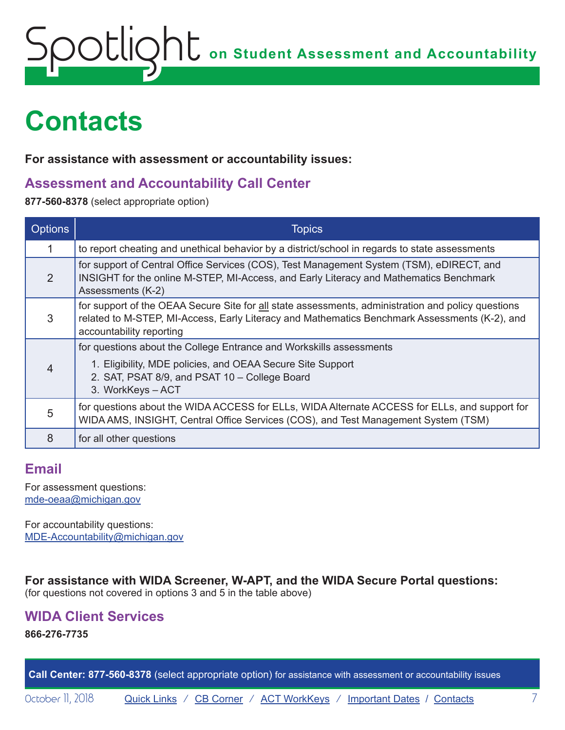# Contacts

**For assistance with assessment or accountability issues:**

## Assessment and Accountability Call Center

**877-560-8378** (select appropriate option)

| Options | Topics |
|---|---|
| 1 | to report cheating and unethical behavior by a district/school in regards to state assessments |
| 2 | for support of Central Office Services (COS), Test Management System (TSM), eDIRECT, and INSIGHT for the online M-STEP, MI-Access, and Early Literacy and Mathematics Benchmark Assessments (K-2) |
| 3 | for support of the OEAA Secure Site for all state assessments, administration and policy questions related to M-STEP, MI-Access, Early Literacy and Mathematics Benchmark Assessments (K-2), and accountability reporting |
| 4 | for questions about the College Entrance and Workskills assessments<br>1. Eligibility, MDE policies, and OEAA Secure Site Support<br>2. SAT, PSAT 8/9, and PSAT 10 – College Board<br>3. WorkKeys – ACT |
| 5 | for questions about the WIDA ACCESS for ELLs, WIDA Alternate ACCESS for ELLs, and support for WIDA AMS, INSIGHT, Central Office Services (COS), and Test Management System (TSM) |
| 8 | for all other questions |

## Email

For assessment questions:
mde-oeaa@michigan.gov

For accountability questions:
MDE-Accountability@michigan.gov

**For assistance with WIDA Screener, W-APT, and the WIDA Secure Portal questions:**
(for questions not covered in options 3 and 5 in the table above)

## WIDA Client Services

**866-276-7735**

**Call Center: 877-560-8378** (select appropriate option) for assistance with assessment or accountability issues